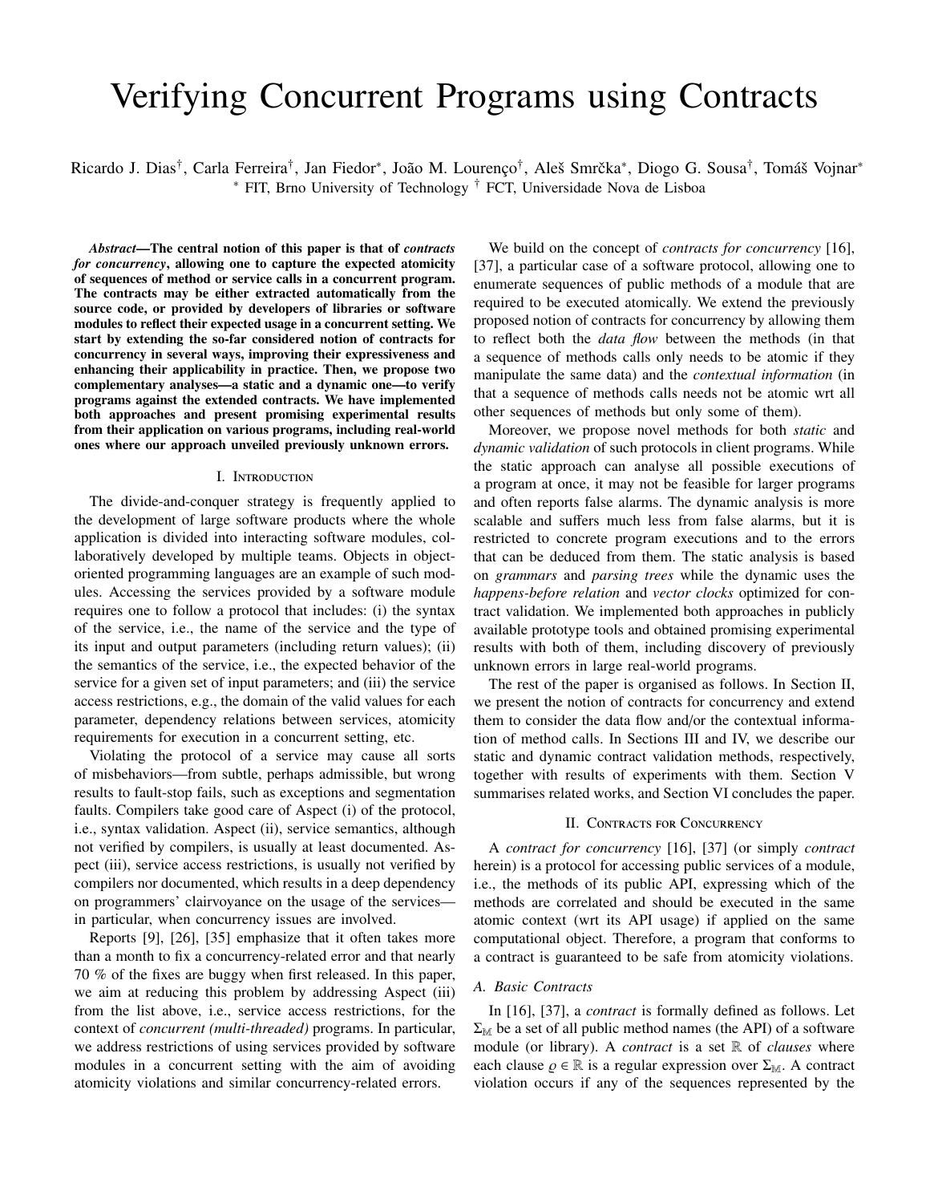# Verifying Concurrent Programs using Contracts

Ricardo J. Dias[†], Carla Ferreira[†], Jan Fiedor[*], João M. Lourenço[†], Aleš Smrčka[*], Diogo G. Sousa[†], Tomáš Vojnar[*]
[*] FIT, Brno University of Technology [†] FCT, Universidade Nova de Lisboa

***Abstract*—The central notion of this paper is that of *contracts for concurrency*, allowing one to capture the expected atomicity of sequences of method or service calls in a concurrent program. The contracts may be either extracted automatically from the source code, or provided by developers of libraries or software modules to reflect their expected usage in a concurrent setting. We start by extending the so-far considered notion of contracts for concurrency in several ways, improving their expressiveness and enhancing their applicability in practice. Then, we propose two complementary analyses—a static and a dynamic one—to verify programs against the extended contracts. We have implemented both approaches and present promising experimental results from their application on various programs, including real-world ones where our approach unveiled previously unknown errors.**

## I. Introduction

The divide-and-conquer strategy is frequently applied to the development of large software products where the whole application is divided into interacting software modules, collaboratively developed by multiple teams. Objects in object-oriented programming languages are an example of such modules. Accessing the services provided by a software module requires one to follow a protocol that includes: (i) the syntax of the service, i.e., the name of the service and the type of its input and output parameters (including return values); (ii) the semantics of the service, i.e., the expected behavior of the service for a given set of input parameters; and (iii) the service access restrictions, e.g., the domain of the valid values for each parameter, dependency relations between services, atomicity requirements for execution in a concurrent setting, etc.

Violating the protocol of a service may cause all sorts of misbehaviors—from subtle, perhaps admissible, but wrong results to fault-stop fails, such as exceptions and segmentation faults. Compilers take good care of Aspect (i) of the protocol, i.e., syntax validation. Aspect (ii), service semantics, although not verified by compilers, is usually at least documented. Aspect (iii), service access restrictions, is usually not verified by compilers nor documented, which results in a deep dependency on programmers' clairvoyance on the usage of the services—in particular, when concurrency issues are involved.

Reports [9], [26], [35] emphasize that it often takes more than a month to fix a concurrency-related error and that nearly 70 % of the fixes are buggy when first released. In this paper, we aim at reducing this problem by addressing Aspect (iii) from the list above, i.e., service access restrictions, for the context of *concurrent (multi-threaded)* programs. In particular, we address restrictions of using services provided by software modules in a concurrent setting with the aim of avoiding atomicity violations and similar concurrency-related errors.

We build on the concept of *contracts for concurrency* [16], [37], a particular case of a software protocol, allowing one to enumerate sequences of public methods of a module that are required to be executed atomically. We extend the previously proposed notion of contracts for concurrency by allowing them to reflect both the *data flow* between the methods (in that a sequence of methods calls only needs to be atomic if they manipulate the same data) and the *contextual information* (in that a sequence of methods calls needs not be atomic wrt all other sequences of methods but only some of them).

Moreover, we propose novel methods for both *static* and *dynamic validation* of such protocols in client programs. While the static approach can analyse all possible executions of a program at once, it may not be feasible for larger programs and often reports false alarms. The dynamic analysis is more scalable and suffers much less from false alarms, but it is restricted to concrete program executions and to the errors that can be deduced from them. The static analysis is based on *grammars* and *parsing trees* while the dynamic uses the *happens-before relation* and *vector clocks* optimized for contract validation. We implemented both approaches in publicly available prototype tools and obtained promising experimental results with both of them, including discovery of previously unknown errors in large real-world programs.

The rest of the paper is organised as follows. In Section II, we present the notion of contracts for concurrency and extend them to consider the data flow and/or the contextual information of method calls. In Sections III and IV, we describe our static and dynamic contract validation methods, respectively, together with results of experiments with them. Section V summarises related works, and Section VI concludes the paper.

## II. Contracts for Concurrency

A *contract for concurrency* [16], [37] (or simply *contract* herein) is a protocol for accessing public services of a module, i.e., the methods of its public API, expressing which of the methods are correlated and should be executed in the same atomic context (wrt its API usage) if applied on the same computational object. Therefore, a program that conforms to a contract is guaranteed to be safe from atomicity violations.

### A. Basic Contracts

In [16], [37], a *contract* is formally defined as follows. Let $\Sigma_{\mathbb{M}}$ be a set of all public method names (the API) of a software module (or library). A *contract* is a set $\mathbb{R}$ of *clauses* where each clause $\varrho \in \mathbb{R}$ is a regular expression over $\Sigma_{\mathbb{M}}$. A contract violation occurs if any of the sequences represented by the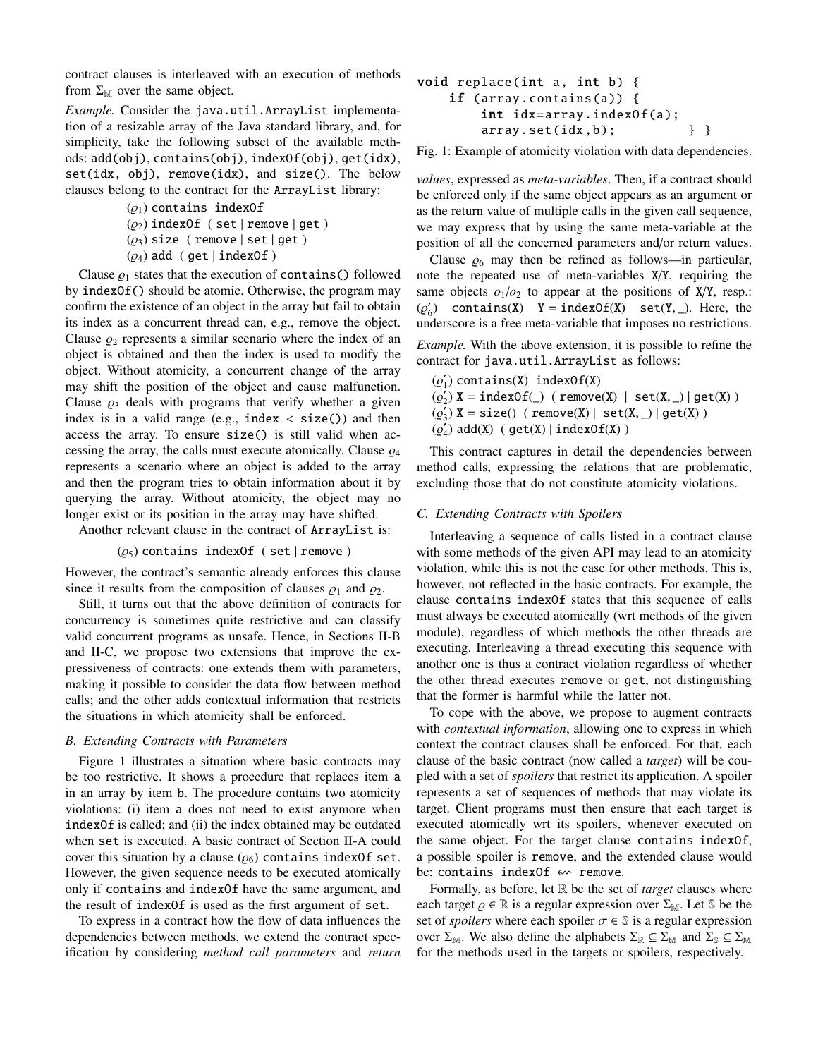contract clauses is interleaved with an execution of methods from $\Sigma_{\mathbb{M}}$ over the same object.

*Example.* Consider the `java.util.ArrayList` implementation of a resizable array of the Java standard library, and, for simplicity, take the following subset of the available methods: `add(obj)`, `contains(obj)`, `indexOf(obj)`, `get(idx)`, `set(idx, obj)`, `remove(idx)`, and `size()`. The below clauses belong to the contract for the `ArrayList` library:

($\varrho_1$) `contains indexOf`
($\varrho_2$) `indexOf ( set | remove | get )`
($\varrho_3$) `size ( remove | set | get )`
($\varrho_4$) `add ( get | indexOf )`

Clause $\varrho_1$ states that the execution of `contains()` followed by `indexOf()` should be atomic. Otherwise, the program may confirm the existence of an object in the array but fail to obtain its index as a concurrent thread can, e.g., remove the object. Clause $\varrho_2$ represents a similar scenario where the index of an object is obtained and then the index is used to modify the object. Without atomicity, a concurrent change of the array may shift the position of the object and cause malfunction. Clause $\varrho_3$ deals with programs that verify whether a given index is in a valid range (e.g., `index < size()`) and then access the array. To ensure `size()` is still valid when accessing the array, the calls must execute atomically. Clause $\varrho_4$ represents a scenario where an object is added to the array and then the program tries to obtain information about it by querying the array. Without atomicity, the object may no longer exist or its position in the array may have shifted.

Another relevant clause in the contract of `ArrayList` is:

($\varrho_5$) `contains indexOf ( set | remove )`

However, the contract's semantic already enforces this clause since it results from the composition of clauses $\varrho_1$ and $\varrho_2$.

Still, it turns out that the above definition of contracts for concurrency is sometimes quite restrictive and can classify valid concurrent programs as unsafe. Hence, in Sections II-B and II-C, we propose two extensions that improve the expressiveness of contracts: one extends them with parameters, making it possible to consider the data flow between method calls; and the other adds contextual information that restricts the situations in which atomicity shall be enforced.

### B. Extending Contracts with Parameters

Figure 1 illustrates a situation where basic contracts may be too restrictive. It shows a procedure that replaces item `a` in an array by item `b`. The procedure contains two atomicity violations: (i) item `a` does not need to exist anymore when `indexOf` is called; and (ii) the index obtained may be outdated when `set` is executed. A basic contract of Section II-A could cover this situation by a clause ($\varrho_6$) `contains indexOf set`. However, the given sequence needs to be executed atomically only if `contains` and `indexOf` have the same argument, and the result of `indexOf` is used as the first argument of `set`.

To express in a contract how the flow of data influences the dependencies between methods, we extend the contract specification by considering *method call parameters* and *return values*, expressed as *meta-variables*. Then, if a contract should be enforced only if the same object appears as an argument or as the return value of multiple calls in the given call sequence, we may express that by using the same meta-variable at the position of all the concerned parameters and/or return values.

```
void replace(int a, int b) {
    if (array.contains(a)) {
        int idx=array.indexOf(a);
        array.set(idx,b);          } }
```

Fig. 1: Example of atomicity violation with data dependencies.

Clause $\varrho_6$ may then be refined as follows—in particular, note the repeated use of meta-variables `X`/`Y`, requiring the same objects $o_1$/$o_2$ to appear at the positions of `X`/`Y`, resp.: ($\varrho_6'$) `contains(X)  Y = indexOf(X)  set(Y, _)`. Here, the underscore is a free meta-variable that imposes no restrictions.

*Example.* With the above extension, it is possible to refine the contract for `java.util.ArrayList` as follows:

($\varrho_1'$) `contains(X) indexOf(X)`
($\varrho_2'$) `X = indexOf(_) ( remove(X) | set(X, _) | get(X) )`
($\varrho_3'$) `X = size() ( remove(X) | set(X, _) | get(X) )`
($\varrho_4'$) `add(X) ( get(X) | indexOf(X) )`

This contract captures in detail the dependencies between method calls, expressing the relations that are problematic, excluding those that do not constitute atomicity violations.

### C. Extending Contracts with Spoilers

Interleaving a sequence of calls listed in a contract clause with some methods of the given API may lead to an atomicity violation, while this is not the case for other methods. This is, however, not reflected in the basic contracts. For example, the clause `contains indexOf` states that this sequence of calls must always be executed atomically (wrt methods of the given module), regardless of which methods the other threads are executing. Interleaving a thread executing this sequence with another one is thus a contract violation regardless of whether the other thread executes `remove` or `get`, not distinguishing that the former is harmful while the latter not.

To cope with the above, we propose to augment contracts with *contextual information*, allowing one to express in which context the contract clauses shall be enforced. For that, each clause of the basic contract (now called a *target*) will be coupled with a set of *spoilers* that restrict its application. A spoiler represents a set of sequences of methods that may violate its target. Client programs must then ensure that each target is executed atomically wrt its spoilers, whenever executed on the same object. For the target clause `contains indexOf`, a possible spoiler is `remove`, and the extended clause would be: `contains indexOf` $\leftrightsquigarrow$ `remove`.

Formally, as before, let $\mathbb{R}$ be the set of *target* clauses where each target $\varrho \in \mathbb{R}$ is a regular expression over $\Sigma_{\mathbb{M}}$. Let $\mathbb{S}$ be the set of *spoilers* where each spoiler $\sigma \in \mathbb{S}$ is a regular expression over $\Sigma_{\mathbb{M}}$. We also define the alphabets $\Sigma_{\mathbb{R}} \subseteq \Sigma_{\mathbb{M}}$ and $\Sigma_{\mathbb{S}} \subseteq \Sigma_{\mathbb{M}}$ for the methods used in the targets or spoilers, respectively.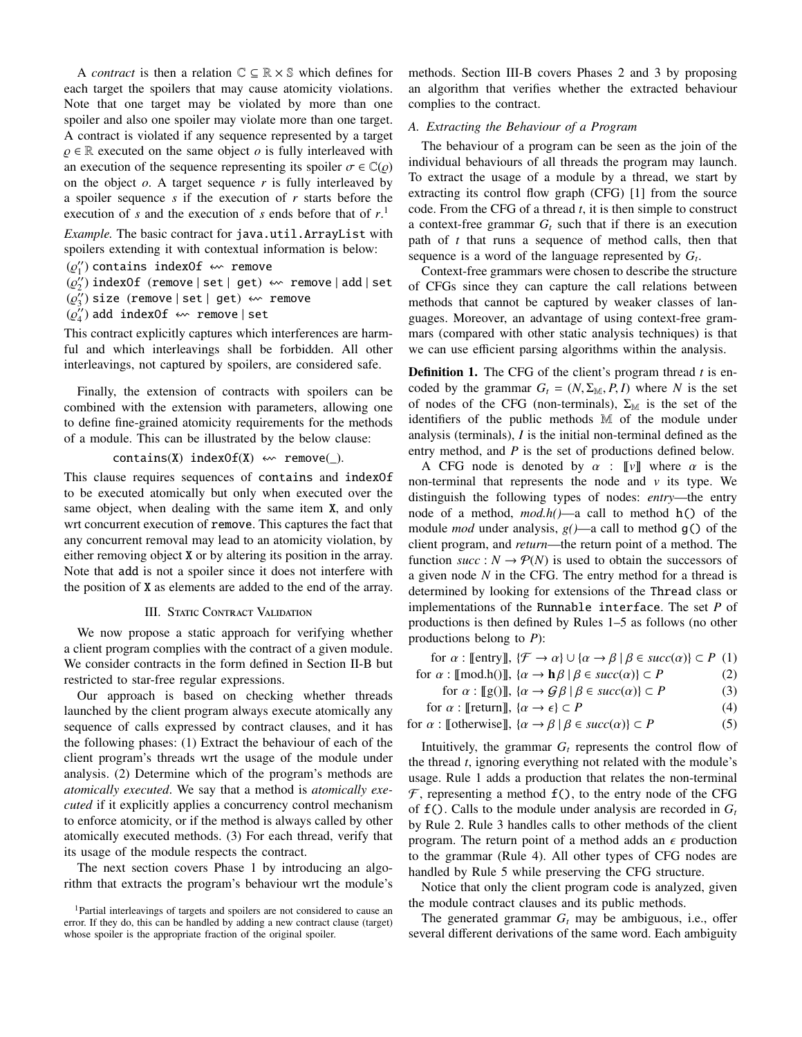A *contract* is then a relation $\mathbb{C} \subseteq \mathbb{R} \times \mathbb{S}$ which defines for each target the spoilers that may cause atomicity violations. Note that one target may be violated by more than one spoiler and also one spoiler may violate more than one target. A contract is violated if any sequence represented by a target $\varrho \in \mathbb{R}$ executed on the same object $o$ is fully interleaved with an execution of the sequence representing its spoiler $\sigma \in \mathbb{C}(\varrho)$ on the object $o$. A target sequence $r$ is fully interleaved by a spoiler sequence $s$ if the execution of $r$ starts before the execution of $s$ and the execution of $s$ ends before that of $r$.[1]

*Example.* The basic contract for `java.util.ArrayList` with spoilers extending it with contextual information is below:

($\varrho_1''$) `contains indexOf` $\leftrightsquigarrow$ `remove`
($\varrho_2''$) `indexOf (remove | set | get)` $\leftrightsquigarrow$ `remove | add | set`
($\varrho_3''$) `size (remove | set | get)` $\leftrightsquigarrow$ `remove`
($\varrho_4''$) `add indexOf` $\leftrightsquigarrow$ `remove | set`

This contract explicitly captures which interferences are harmful and which interleavings shall be forbidden. All other interleavings, not captured by spoilers, are considered safe.

Finally, the extension of contracts with spoilers can be combined with the extension with parameters, allowing one to define fine-grained atomicity requirements for the methods of a module. This can be illustrated by the below clause:

`contains(X) indexOf(X)` $\leftrightsquigarrow$ `remove(_)`.

This clause requires sequences of `contains` and `indexOf` to be executed atomically but only when executed over the same object, when dealing with the same item `X`, and only wrt concurrent execution of `remove`. This captures the fact that any concurrent removal may lead to an atomicity violation, by either removing object `X` or by altering its position in the array. Note that `add` is not a spoiler since it does not interfere with the position of `X` as elements are added to the end of the array.

## III. Static Contract Validation

We now propose a static approach for verifying whether a client program complies with the contract of a given module. We consider contracts in the form defined in Section II-B but restricted to star-free regular expressions.

Our approach is based on checking whether threads launched by the client program always execute atomically any sequence of calls expressed by contract clauses, and it has the following phases: (1) Extract the behaviour of each of the client program's threads wrt the usage of the module under analysis. (2) Determine which of the program's methods are *atomically executed*. We say that a method is *atomically executed* if it explicitly applies a concurrency control mechanism to enforce atomicity, or if the method is always called by other atomically executed methods. (3) For each thread, verify that its usage of the module respects the contract.

The next section covers Phase 1 by introducing an algorithm that extracts the program's behaviour wrt the module's methods. Section III-B covers Phases 2 and 3 by proposing an algorithm that verifies whether the extracted behaviour complies to the contract.

### A. Extracting the Behaviour of a Program

The behaviour of a program can be seen as the join of the individual behaviours of all threads the program may launch. To extract the usage of a module by a thread, we start by extracting its control flow graph (CFG) [1] from the source code. From the CFG of a thread $t$, it is then simple to construct a context-free grammar $G_t$ such that if there is an execution path of $t$ that runs a sequence of method calls, then that sequence is a word of the language represented by $G_t$.

Context-free grammars were chosen to describe the structure of CFGs since they can capture the call relations between methods that cannot be captured by weaker classes of languages. Moreover, an advantage of using context-free grammars (compared with other static analysis techniques) is that we can use efficient parsing algorithms within the analysis.

**Definition 1.** The CFG of the client's program thread $t$ is encoded by the grammar $G_t = (N, \Sigma_{\mathbb{M}}, P, I)$ where $N$ is the set of nodes of the CFG (non-terminals), $\Sigma_{\mathbb{M}}$ is the set of the identifiers of the public methods $\mathbb{M}$ of the module under analysis (terminals), $I$ is the initial non-terminal defined as the entry method, and $P$ is the set of productions defined below.

A CFG node is denoted by $\alpha : [\![v]\!]$ where $\alpha$ is the non-terminal that represents the node and $v$ its type. We distinguish the following types of nodes: *entry*—the entry node of a method, *mod.h()*—a call to method `h()` of the module *mod* under analysis, *g()*—a call to method `g()` of the client program, and *return*—the return point of a method. The function $succ : N \to \mathcal{P}(N)$ is used to obtain the successors of a given node $N$ in the CFG. The entry method for a thread is determined by looking for extensions of the `Thread` class or implementations of the `Runnable interface`. The set $P$ of productions is then defined by Rules 1–5 as follows (no other productions belong to $P$):

$$\text{for } \alpha : [\![\text{entry}]\!],\ \{\mathcal{F} \to \alpha\} \cup \{\alpha \to \beta \mid \beta \in succ(\alpha)\} \subset P \quad (1)$$

$$\text{for } \alpha : [\![\text{mod.h()}]\!],\ \{\alpha \to \mathbf{h}\beta \mid \beta \in succ(\alpha)\} \subset P \quad (2)$$

$$\text{for } \alpha : [\![\text{g()}]\!],\ \{\alpha \to \mathcal{G}\beta \mid \beta \in succ(\alpha)\} \subset P \quad (3)$$

$$\text{for } \alpha : [\![\text{return}]\!],\ \{\alpha \to \epsilon\} \subset P \quad (4)$$

$$\text{for } \alpha : [\![\text{otherwise}]\!],\ \{\alpha \to \beta \mid \beta \in succ(\alpha)\} \subset P \quad (5)$$

Intuitively, the grammar $G_t$ represents the control flow of the thread $t$, ignoring everything not related with the module's usage. Rule 1 adds a production that relates the non-terminal $\mathcal{F}$, representing a method `f()`, to the entry node of the CFG of `f()`. Calls to the module under analysis are recorded in $G_t$ by Rule 2. Rule 3 handles calls to other methods of the client program. The return point of a method adds an $\epsilon$ production to the grammar (Rule 4). All other types of CFG nodes are handled by Rule 5 while preserving the CFG structure.

Notice that only the client program code is analyzed, given the module contract clauses and its public methods.

The generated grammar $G_t$ may be ambiguous, i.e., offer several different derivations of the same word. Each ambiguity

[1] Partial interleavings of targets and spoilers are not considered to cause an error. If they do, this can be handled by adding a new contract clause (target) whose spoiler is the appropriate fraction of the original spoiler.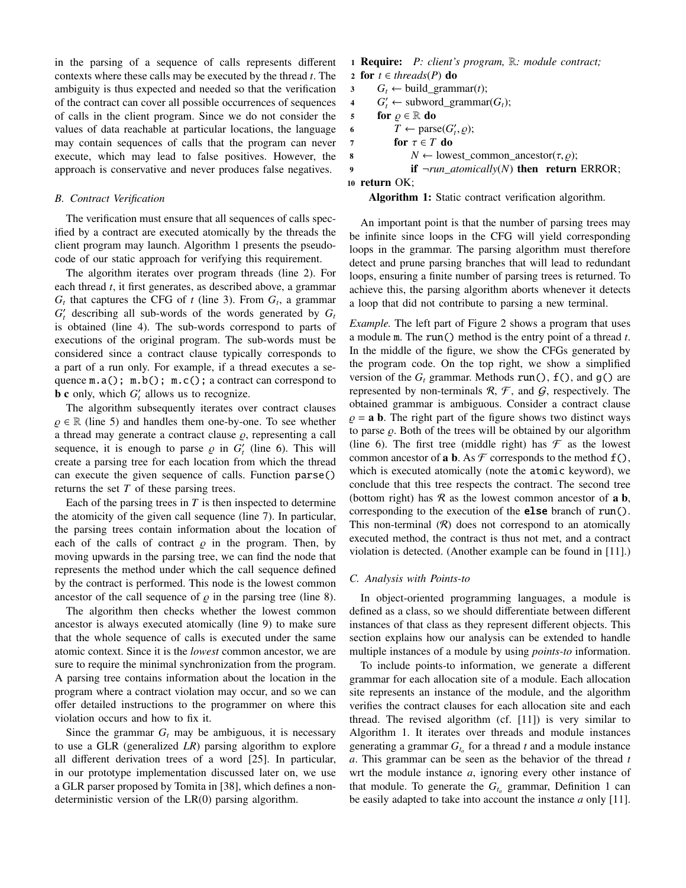in the parsing of a sequence of calls represents different contexts where these calls may be executed by the thread $t$. The ambiguity is thus expected and needed so that the verification of the contract can cover all possible occurrences of sequences of calls in the client program. Since we do not consider the values of data reachable at particular locations, the language may contain sequences of calls that the program can never execute, which may lead to false positives. However, the approach is conservative and never produces false negatives.

### B. Contract Verification

The verification must ensure that all sequences of calls specified by a contract are executed atomically by the threads the client program may launch. Algorithm 1 presents the pseudo-code of our static approach for verifying this requirement.

The algorithm iterates over program threads (line 2). For each thread $t$, it first generates, as described above, a grammar $G_t$ that captures the CFG of $t$ (line 3). From $G_t$, a grammar $G'_t$ describing all sub-words of the words generated by $G_t$ is obtained (line 4). The sub-words correspond to parts of executions of the original program. The sub-words must be considered since a contract clause typically corresponds to a part of a run only. For example, if a thread executes a sequence `m.a(); m.b(); m.c();` a contract can correspond to **b c** only, which $G'_t$ allows us to recognize.

The algorithm subsequently iterates over contract clauses $\varrho \in \mathbb{R}$ (line 5) and handles them one-by-one. To see whether a thread may generate a contract clause $\varrho$, representing a call sequence, it is enough to parse $\varrho$ in $G'_t$ (line 6). This will create a parsing tree for each location from which the thread can execute the given sequence of calls. Function `parse()` returns the set $T$ of these parsing trees.

Each of the parsing trees in $T$ is then inspected to determine the atomicity of the given call sequence (line 7). In particular, the parsing trees contain information about the location of each of the calls of contract $\varrho$ in the program. Then, by moving upwards in the parsing tree, we can find the node that represents the method under which the call sequence defined by the contract is performed. This node is the lowest common ancestor of the call sequence of $\varrho$ in the parsing tree (line 8).

The algorithm then checks whether the lowest common ancestor is always executed atomically (line 9) to make sure that the whole sequence of calls is executed under the same atomic context. Since it is the *lowest* common ancestor, we are sure to require the minimal synchronization from the program. A parsing tree contains information about the location in the program where a contract violation may occur, and so we can offer detailed instructions to the programmer on where this violation occurs and how to fix it.

Since the grammar $G_t$ may be ambiguous, it is necessary to use a GLR (generalized *LR*) parsing algorithm to explore all different derivation trees of a word [25]. In particular, in our prototype implementation discussed later on, we use a GLR parser proposed by Tomita in [38], which defines a non-deterministic version of the LR(0) parsing algorithm.

```
1  Require: P: client's program, ℝ: module contract;
2  for t ∈ threads(P) do
3      G_t ← build_grammar(t);
4      G'_t ← subword_grammar(G_t);
5      for ϱ ∈ ℝ do
6          T ← parse(G'_t, ϱ);
7          for τ ∈ T do
8              N ← lowest_common_ancestor(τ, ϱ);
9              if ¬run_atomically(N) then return ERROR;
10 return OK;
```

**Algorithm 1:** Static contract verification algorithm.

An important point is that the number of parsing trees may be infinite since loops in the CFG will yield corresponding loops in the grammar. The parsing algorithm must therefore detect and prune parsing branches that will lead to redundant loops, ensuring a finite number of parsing trees is returned. To achieve this, the parsing algorithm aborts whenever it detects a loop that did not contribute to parsing a new terminal.

*Example.* The left part of Figure 2 shows a program that uses a module `m`. The `run()` method is the entry point of a thread $t$. In the middle of the figure, we show the CFGs generated by the program code. On the top right, we show a simplified version of the $G_t$ grammar. Methods `run()`, `f()`, and `g()` are represented by non-terminals $\mathcal{R}$, $\mathcal{F}$, and $\mathcal{G}$, respectively. The obtained grammar is ambiguous. Consider a contract clause $\varrho$ = **a b**. The right part of the figure shows two distinct ways to parse $\varrho$. Both of the trees will be obtained by our algorithm (line 6). The first tree (middle right) has $\mathcal{F}$ as the lowest common ancestor of **a b**. As $\mathcal{F}$ corresponds to the method `f()`, which is executed atomically (note the `atomic` keyword), we conclude that this tree respects the contract. The second tree (bottom right) has $\mathcal{R}$ as the lowest common ancestor of **a b**, corresponding to the execution of the **`else`** branch of `run()`. This non-terminal ($\mathcal{R}$) does not correspond to an atomically executed method, the contract is thus not met, and a contract violation is detected. (Another example can be found in [11].)

### C. Analysis with Points-to

In object-oriented programming languages, a module is defined as a class, so we should differentiate between different instances of that class as they represent different objects. This section explains how our analysis can be extended to handle multiple instances of a module by using *points-to* information.

To include points-to information, we generate a different grammar for each allocation site of a module. Each allocation site represents an instance of the module, and the algorithm verifies the contract clauses for each allocation site and each thread. The revised algorithm (cf. [11]) is very similar to Algorithm 1. It iterates over threads and module instances generating a grammar $G_{t_a}$ for a thread $t$ and a module instance $a$. This grammar can be seen as the behavior of the thread $t$ wrt the module instance $a$, ignoring every other instance of that module. To generate the $G_{t_a}$ grammar, Definition 1 can be easily adapted to take into account the instance $a$ only [11].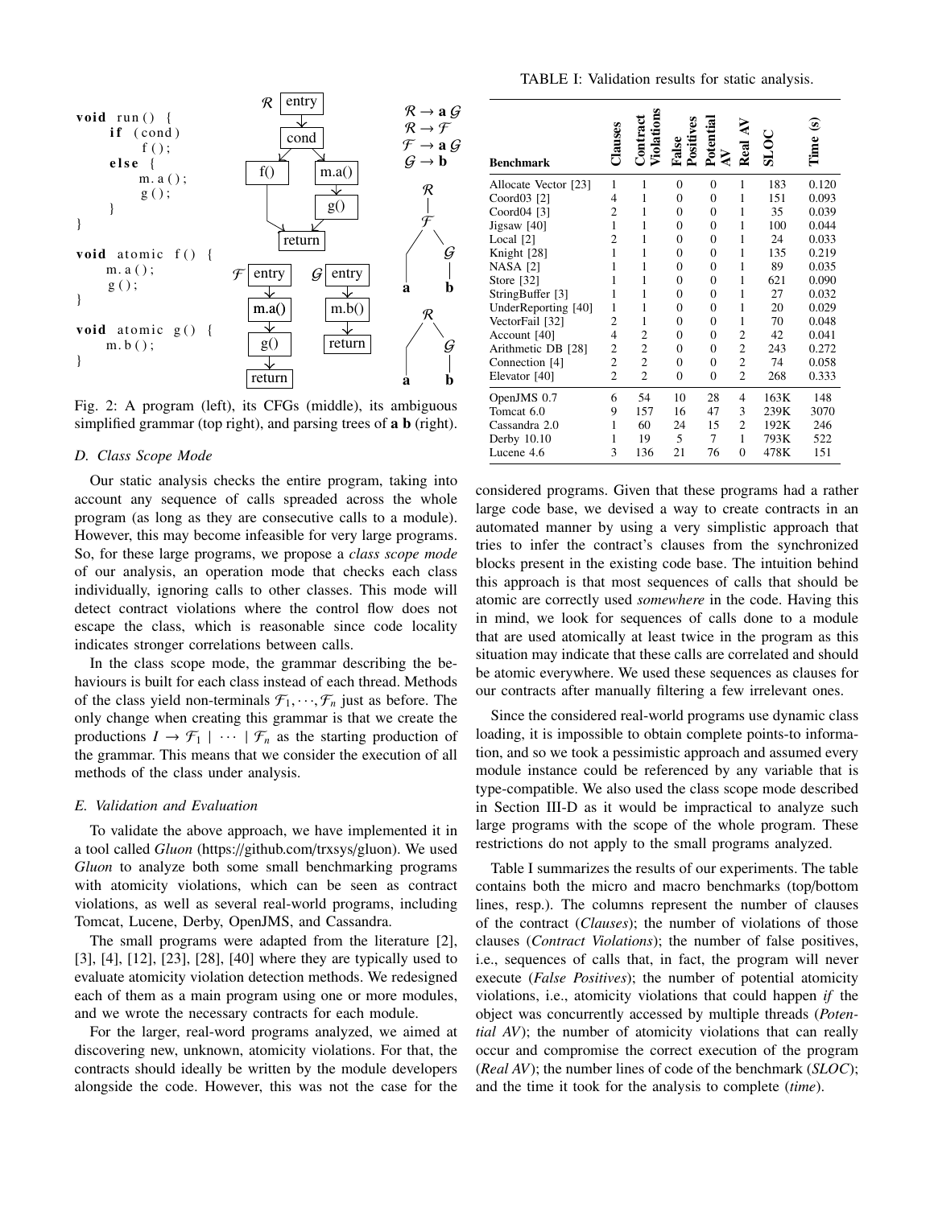```
void run() {
    if (cond)
        f();
    else {
        m.a();
        g();
    }
}

void atomic f() {
    m.a();
    g();
}

void atomic g() {
    m.b();
}
```

$$\mathcal{R} \to \mathbf{a}\,\mathcal{G}$$
$$\mathcal{R} \to \mathcal{F}$$
$$\mathcal{F} \to \mathbf{a}\,\mathcal{G}$$
$$\mathcal{G} \to \mathbf{b}$$

Fig. 2: A program (left), its CFGs (middle), its ambiguous simplified grammar (top right), and parsing trees of **a b** (right).

### D. Class Scope Mode

Our static analysis checks the entire program, taking into account any sequence of calls spreaded across the whole program (as long as they are consecutive calls to a module). However, this may become infeasible for very large programs. So, for these large programs, we propose a *class scope mode* of our analysis, an operation mode that checks each class individually, ignoring calls to other classes. This mode will detect contract violations where the control flow does not escape the class, which is reasonable since code locality indicates stronger correlations between calls.

In the class scope mode, the grammar describing the behaviours is built for each class instead of each thread. Methods of the class yield non-terminals $\mathcal{F}_1, \cdots, \mathcal{F}_n$ just as before. The only change when creating this grammar is that we create the productions $I \to \mathcal{F}_1 \mid \cdots \mid \mathcal{F}_n$ as the starting production of the grammar. This means that we consider the execution of all methods of the class under analysis.

### E. Validation and Evaluation

To validate the above approach, we have implemented it in a tool called *Gluon* (https://github.com/trxsys/gluon). We used *Gluon* to analyze both some small benchmarking programs with atomicity violations, which can be seen as contract violations, as well as several real-world programs, including Tomcat, Lucene, Derby, OpenJMS, and Cassandra.

The small programs were adapted from the literature [2], [3], [4], [12], [23], [28], [40] where they are typically used to evaluate atomicity violation detection methods. We redesigned each of them as a main program using one or more modules, and we wrote the necessary contracts for each module.

For the larger, real-word programs analyzed, we aimed at discovering new, unknown, atomicity violations. For that, the contracts should ideally be written by the module developers alongside the code. However, this was not the case for the considered programs. Given that these programs had a rather large code base, we devised a way to create contracts in an automated manner by using a very simplistic approach that tries to infer the contract's clauses from the synchronized blocks present in the existing code base. The intuition behind this approach is that most sequences of calls that should be atomic are correctly used *somewhere* in the code. Having this in mind, we look for sequences of calls done to a module that are used atomically at least twice in the program as this situation may indicate that these calls are correlated and should be atomic everywhere. We used these sequences as clauses for our contracts after manually filtering a few irrelevant ones.

Since the considered real-world programs use dynamic class loading, it is impossible to obtain complete points-to information, and so we took a pessimistic approach and assumed every module instance could be referenced by any variable that is type-compatible. We also used the class scope mode described in Section III-D as it would be impractical to analyze such large programs with the scope of the whole program. These restrictions do not apply to the small programs analyzed.

TABLE I: Validation results for static analysis.

| Benchmark | Clauses | Contract Violations | False Positives | Potential AV | Real AV | SLOC | Time (s) |
|---|---|---|---|---|---|---|---|
| Allocate Vector [23] | 1 | 1 | 0 | 0 | 1 | 183 | 0.120 |
| Coord03 [2] | 4 | 1 | 0 | 0 | 1 | 151 | 0.093 |
| Coord04 [3] | 2 | 1 | 0 | 0 | 1 | 35 | 0.039 |
| Jigsaw [40] | 1 | 1 | 0 | 0 | 1 | 100 | 0.044 |
| Local [2] | 2 | 1 | 0 | 0 | 1 | 24 | 0.033 |
| Knight [28] | 1 | 1 | 0 | 0 | 1 | 135 | 0.219 |
| NASA [2] | 1 | 1 | 0 | 0 | 1 | 89 | 0.035 |
| Store [32] | 1 | 1 | 0 | 0 | 1 | 621 | 0.090 |
| StringBuffer [3] | 1 | 1 | 0 | 0 | 1 | 27 | 0.032 |
| UnderReporting [40] | 1 | 1 | 0 | 0 | 1 | 20 | 0.029 |
| VectorFail [32] | 2 | 1 | 0 | 0 | 1 | 70 | 0.048 |
| Account [40] | 4 | 2 | 0 | 0 | 2 | 42 | 0.041 |
| Arithmetic DB [28] | 2 | 2 | 0 | 0 | 2 | 243 | 0.272 |
| Connection [4] | 2 | 2 | 0 | 0 | 2 | 74 | 0.058 |
| Elevator [40] | 2 | 2 | 0 | 0 | 2 | 268 | 0.333 |
| OpenJMS 0.7 | 6 | 54 | 10 | 28 | 4 | 163K | 148 |
| Tomcat 6.0 | 9 | 157 | 16 | 47 | 3 | 239K | 3070 |
| Cassandra 2.0 | 1 | 60 | 24 | 15 | 2 | 192K | 246 |
| Derby 10.10 | 1 | 19 | 5 | 7 | 1 | 793K | 522 |
| Lucene 4.6 | 3 | 136 | 21 | 76 | 0 | 478K | 151 |

Table I summarizes the results of our experiments. The table contains both the micro and macro benchmarks (top/bottom lines, resp.). The columns represent the number of clauses of the contract (*Clauses*); the number of violations of those clauses (*Contract Violations*); the number of false positives, i.e., sequences of calls that, in fact, the program will never execute (*False Positives*); the number of potential atomicity violations, i.e., atomicity violations that could happen *if* the object was concurrently accessed by multiple threads (*Potential AV*); the number of atomicity violations that can really occur and compromise the correct execution of the program (*Real AV*); the number lines of code of the benchmark (*SLOC*); and the time it took for the analysis to complete (*time*).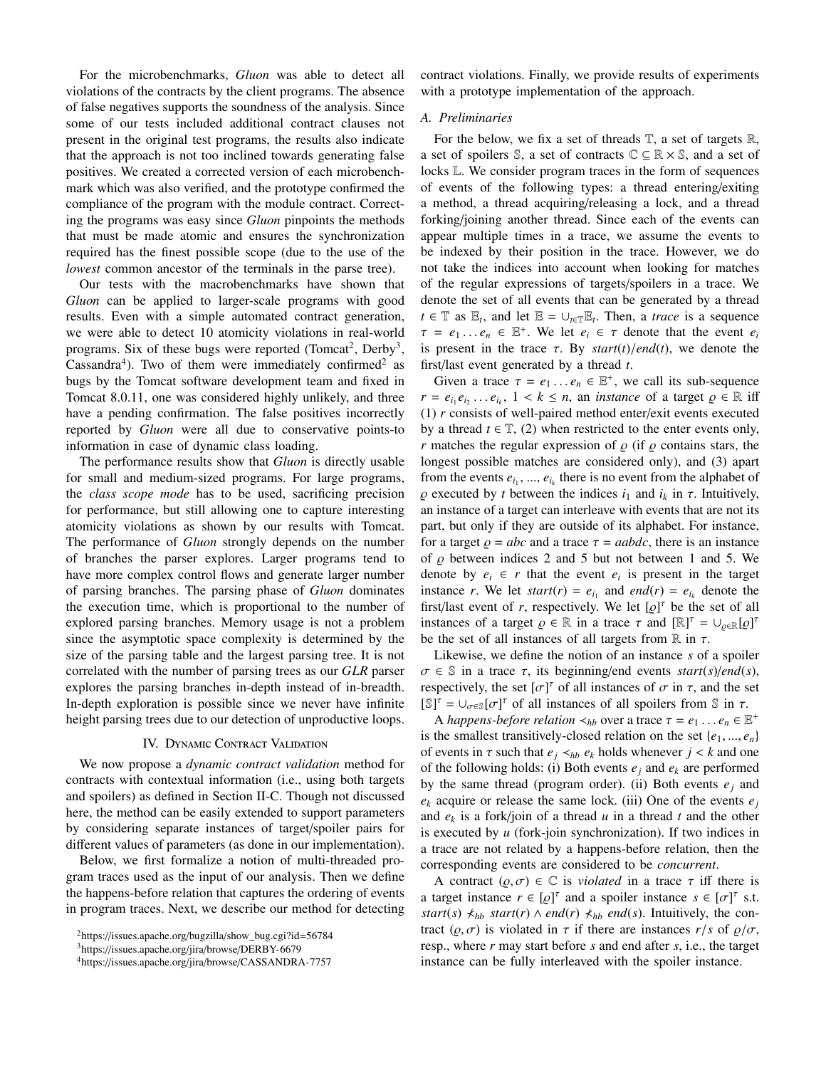For the microbenchmarks, *Gluon* was able to detect all violations of the contracts by the client programs. The absence of false negatives supports the soundness of the analysis. Since some of our tests included additional contract clauses not present in the original test programs, the results also indicate that the approach is not too inclined towards generating false positives. We created a corrected version of each microbenchmark which was also verified, and the prototype confirmed the compliance of the program with the module contract. Correcting the programs was easy since *Gluon* pinpoints the methods that must be made atomic and ensures the synchronization required has the finest possible scope (due to the use of the *lowest* common ancestor of the terminals in the parse tree).

Our tests with the macrobenchmarks have shown that *Gluon* can be applied to larger-scale programs with good results. Even with a simple automated contract generation, we were able to detect 10 atomicity violations in real-world programs. Six of these bugs were reported (Tomcat[2], Derby[3], Cassandra[4]). Two of them were immediately confirmed[2] as bugs by the Tomcat software development team and fixed in Tomcat 8.0.11, one was considered highly unlikely, and three have a pending confirmation. The false positives incorrectly reported by *Gluon* were all due to conservative points-to information in case of dynamic class loading.

The performance results show that *Gluon* is directly usable for small and medium-sized programs. For large programs, the *class scope mode* has to be used, sacrificing precision for performance, but still allowing one to capture interesting atomicity violations as shown by our results with Tomcat. The performance of *Gluon* strongly depends on the number of branches the parser explores. Larger programs tend to have more complex control flows and generate larger number of parsing branches. The parsing phase of *Gluon* dominates the execution time, which is proportional to the number of explored parsing branches. Memory usage is not a problem since the asymptotic space complexity is determined by the size of the parsing table and the largest parsing tree. It is not correlated with the number of parsing trees as our *GLR* parser explores the parsing branches in-depth instead of in-breadth. In-depth exploration is possible since we never have infinite height parsing trees due to our detection of unproductive loops.

## IV. Dynamic Contract Validation

We now propose a *dynamic contract validation* method for contracts with contextual information (i.e., using both targets and spoilers) as defined in Section II-C. Though not discussed here, the method can be easily extended to support parameters by considering separate instances of target/spoiler pairs for different values of parameters (as done in our implementation).

Below, we first formalize a notion of multi-threaded program traces used as the input of our analysis. Then we define the happens-before relation that captures the ordering of events in program traces. Next, we describe our method for detecting contract violations. Finally, we provide results of experiments with a prototype implementation of the approach.

### A. Preliminaries

For the below, we fix a set of threads $\mathbb{T}$, a set of targets $\mathbb{R}$, a set of spoilers $\mathbb{S}$, a set of contracts $\mathbb{C} \subseteq \mathbb{R} \times \mathbb{S}$, and a set of locks $\mathbb{L}$. We consider program traces in the form of sequences of events of the following types: a thread entering/exiting a method, a thread acquiring/releasing a lock, and a thread forking/joining another thread. Since each of the events can appear multiple times in a trace, we assume the events to be indexed by their position in the trace. However, we do not take the indices into account when looking for matches of the regular expressions of targets/spoilers in a trace. We denote the set of all events that can be generated by a thread $t \in \mathbb{T}$ as $\mathbb{E}_t$, and let $\mathbb{E} = \cup_{t \in \mathbb{T}} \mathbb{E}_t$. Then, a *trace* is a sequence $\tau = e_1 \dots e_n \in \mathbb{E}^+$. We let $e_i \in \tau$ denote that the event $e_i$ is present in the trace $\tau$. By *start*$(t)$/*end*$(t)$, we denote the first/last event generated by a thread $t$.

Given a trace $\tau = e_1 \dots e_n \in \mathbb{E}^+$, we call its sub-sequence $r = e_{i_1} e_{i_2} \dots e_{i_k}$, $1 < k \leq n$, an *instance* of a target $\varrho \in \mathbb{R}$ iff (1) $r$ consists of well-paired method enter/exit events executed by a thread $t \in \mathbb{T}$, (2) when restricted to the enter events only, $r$ matches the regular expression of $\varrho$ (if $\varrho$ contains stars, the longest possible matches are considered only), and (3) apart from the events $e_{i_1}, ..., e_{i_k}$ there is no event from the alphabet of $\varrho$ executed by $t$ between the indices $i_1$ and $i_k$ in $\tau$. Intuitively, an instance of a target can interleave with events that are not its part, but only if they are outside of its alphabet. For instance, for a target $\varrho = abc$ and a trace $\tau = aabdc$, there is an instance of $\varrho$ between indices 2 and 5 but not between 1 and 5. We denote by $e_i \in r$ that the event $e_i$ is present in the target instance $r$. We let *start*$(r) = e_{i_1}$ and *end*$(r) = e_{i_k}$ denote the first/last event of $r$, respectively. We let $[\varrho]^\tau$ be the set of all instances of a target $\varrho \in \mathbb{R}$ in a trace $\tau$ and $[\mathbb{R}]^\tau = \cup_{\varrho \in \mathbb{R}} [\varrho]^\tau$ be the set of all instances of all targets from $\mathbb{R}$ in $\tau$.

Likewise, we define the notion of an instance $s$ of a spoiler $\sigma \in \mathbb{S}$ in a trace $\tau$, its beginning/end events *start*$(s)$/*end*$(s)$, respectively, the set $[\sigma]^\tau$ of all instances of $\sigma$ in $\tau$, and the set $[\mathbb{S}]^\tau = \cup_{\sigma \in \mathbb{S}} [\sigma]^\tau$ of all instances of all spoilers from $\mathbb{S}$ in $\tau$.

A *happens-before relation* $\prec_{hb}$ over a trace $\tau = e_1 \dots e_n \in \mathbb{E}^+$ is the smallest transitively-closed relation on the set $\{e_1, ..., e_n\}$ of events in $\tau$ such that $e_j \prec_{hb} e_k$ holds whenever $j < k$ and one of the following holds: (i) Both events $e_j$ and $e_k$ are performed by the same thread (program order). (ii) Both events $e_j$ and $e_k$ acquire or release the same lock. (iii) One of the events $e_j$ and $e_k$ is a fork/join of a thread $u$ in a thread $t$ and the other is executed by $u$ (fork-join synchronization). If two indices in a trace are not related by a happens-before relation, then the corresponding events are considered to be *concurrent*.

A contract $(\varrho, \sigma) \in \mathbb{C}$ is *violated* in a trace $\tau$ iff there is a target instance $r \in [\varrho]^\tau$ and a spoiler instance $s \in [\sigma]^\tau$ s.t. *start*$(s) \not\prec_{hb}$ *start*$(r) \wedge$ *end*$(r) \not\prec_{hb}$ *end*$(s)$. Intuitively, the contract $(\varrho, \sigma)$ is violated in $\tau$ if there are instances $r/s$ of $\varrho/\sigma$, resp., where $r$ may start before $s$ and end after $s$, i.e., the target instance can be fully interleaved with the spoiler instance.

[2]https://issues.apache.org/bugzilla/show_bug.cgi?id=56784

[3]https://issues.apache.org/jira/browse/DERBY-6679

[4]https://issues.apache.org/jira/browse/CASSANDRA-7757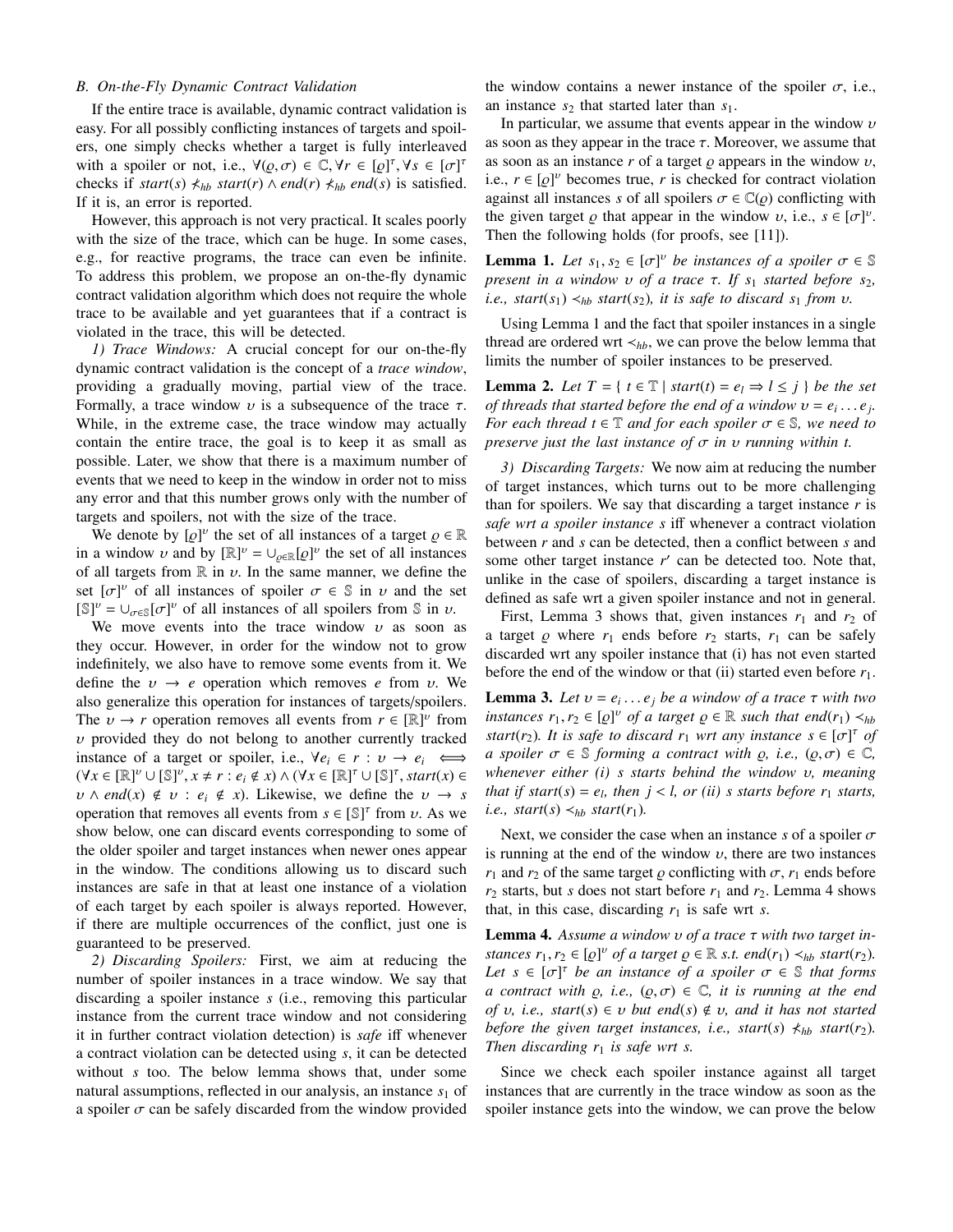### B. On-the-Fly Dynamic Contract Validation

If the entire trace is available, dynamic contract validation is easy. For all possibly conflicting instances of targets and spoilers, one simply checks whether a target is fully interleaved with a spoiler or not, i.e., $\forall(\varrho, \sigma) \in \mathbb{C}, \forall r \in [\varrho]^\tau, \forall s \in [\sigma]^\tau$ checks if $start(s) \nprec_{hb} start(r) \wedge end(r) \nprec_{hb} end(s)$ is satisfied. If it is, an error is reported.

However, this approach is not very practical. It scales poorly with the size of the trace, which can be huge. In some cases, e.g., for reactive programs, the trace can even be infinite. To address this problem, we propose an on-the-fly dynamic contract validation algorithm which does not require the whole trace to be available and yet guarantees that if a contract is violated in the trace, this will be detected.

*1) Trace Windows:* A crucial concept for our on-the-fly dynamic contract validation is the concept of a *trace window*, providing a gradually moving, partial view of the trace. Formally, a trace window $\upsilon$ is a subsequence of the trace $\tau$. While, in the extreme case, the trace window may actually contain the entire trace, the goal is to keep it as small as possible. Later, we show that there is a maximum number of events that we need to keep in the window in order not to miss any error and that this number grows only with the number of targets and spoilers, not with the size of the trace.

We denote by $[\varrho]^\upsilon$ the set of all instances of a target $\varrho \in \mathbb{R}$ in a window $\upsilon$ and by $[\mathbb{R}]^\upsilon = \cup_{\varrho\in\mathbb{R}}[\varrho]^\upsilon$ the set of all instances of all targets from $\mathbb{R}$ in $\upsilon$. In the same manner, we define the set $[\sigma]^\upsilon$ of all instances of spoiler $\sigma \in \mathbb{S}$ in $\upsilon$ and the set $[\mathbb{S}]^\upsilon = \cup_{\sigma\in\mathbb{S}}[\sigma]^\upsilon$ of all instances of all spoilers from $\mathbb{S}$ in $\upsilon$.

We move events into the trace window $\upsilon$ as soon as they occur. However, in order for the window not to grow indefinitely, we also have to remove some events from it. We define the $\upsilon \to e$ operation which removes $e$ from $\upsilon$. We also generalize this operation for instances of targets/spoilers. The $\upsilon \to r$ operation removes all events from $r \in [\mathbb{R}]^\upsilon$ from $\upsilon$ provided they do not belong to another currently tracked instance of a target or spoiler, i.e., $\forall e_i \in r : \upsilon \to e_i \iff (\forall x \in [\mathbb{R}]^\upsilon \cup [\mathbb{S}]^\upsilon, x \neq r : e_i \notin x) \wedge (\forall x \in [\mathbb{R}]^\tau \cup [\mathbb{S}]^\tau, start(x) \in \upsilon \wedge end(x) \notin \upsilon : e_i \notin x)$. Likewise, we define the $\upsilon \to s$ operation that removes all events from $s \in [\mathbb{S}]^\tau$ from $\upsilon$. As we show below, one can discard events corresponding to some of the older spoiler and target instances when newer ones appear in the window. The conditions allowing us to discard such instances are safe in that at least one instance of a violation of each target by each spoiler is always reported. However, if there are multiple occurrences of the conflict, just one is guaranteed to be preserved.

*2) Discarding Spoilers:* First, we aim at reducing the number of spoiler instances in a trace window. We say that discarding a spoiler instance $s$ (i.e., removing this particular instance from the current trace window and not considering it in further contract violation detection) is *safe* iff whenever a contract violation can be detected using $s$, it can be detected without $s$ too. The below lemma shows that, under some natural assumptions, reflected in our analysis, an instance $s_1$ of a spoiler $\sigma$ can be safely discarded from the window provided the window contains a newer instance of the spoiler $\sigma$, i.e., an instance $s_2$ that started later than $s_1$.

In particular, we assume that events appear in the window $\upsilon$ as soon as they appear in the trace $\tau$. Moreover, we assume that as soon as an instance $r$ of a target $\varrho$ appears in the window $\upsilon$, i.e., $r \in [\varrho]^\upsilon$ becomes true, $r$ is checked for contract violation against all instances $s$ of all spoilers $\sigma \in \mathbb{C}(\varrho)$ conflicting with the given target $\varrho$ that appear in the window $\upsilon$, i.e., $s \in [\sigma]^\upsilon$. Then the following holds (for proofs, see [11]).

**Lemma 1.** *Let $s_1, s_2 \in [\sigma]^\upsilon$ be instances of a spoiler $\sigma \in \mathbb{S}$ present in a window $\upsilon$ of a trace $\tau$. If $s_1$ started before $s_2$, i.e., $start(s_1) \prec_{hb} start(s_2)$, it is safe to discard $s_1$ from $\upsilon$.*

Using Lemma 1 and the fact that spoiler instances in a single thread are ordered wrt $\prec_{hb}$, we can prove the below lemma that limits the number of spoiler instances to be preserved.

**Lemma 2.** *Let $T = \{\, t \in \mathbb{T} \mid start(t) = e_l \Rightarrow l \leq j \,\}$ be the set of threads that started before the end of a window $\upsilon = e_i \ldots e_j$. For each thread $t \in \mathbb{T}$ and for each spoiler $\sigma \in \mathbb{S}$, we need to preserve just the last instance of $\sigma$ in $\upsilon$ running within $t$.*

*3) Discarding Targets:* We now aim at reducing the number of target instances, which turns out to be more challenging than for spoilers. We say that discarding a target instance $r$ is *safe wrt a spoiler instance $s$* iff whenever a contract violation between $r$ and $s$ can be detected, then a conflict between $s$ and some other target instance $r'$ can be detected too. Note that, unlike in the case of spoilers, discarding a target instance is defined as safe wrt a given spoiler instance and not in general.

First, Lemma 3 shows that, given instances $r_1$ and $r_2$ of a target $\varrho$ where $r_1$ ends before $r_2$ starts, $r_1$ can be safely discarded wrt any spoiler instance that (i) has not even started before the end of the window or that (ii) started even before $r_1$.

**Lemma 3.** *Let $\upsilon = e_i \ldots e_j$ be a window of a trace $\tau$ with two instances $r_1, r_2 \in [\varrho]^\upsilon$ of a target $\varrho \in \mathbb{R}$ such that $end(r_1) \prec_{hb} start(r_2)$. It is safe to discard $r_1$ wrt any instance $s \in [\sigma]^\tau$ of a spoiler $\sigma \in \mathbb{S}$ forming a contract with $\varrho$, i.e., $(\varrho, \sigma) \in \mathbb{C}$, whenever either (i) $s$ starts behind the window $\upsilon$, meaning that if $start(s) = e_l$, then $j < l$, or (ii) $s$ starts before $r_1$ starts, i.e., $start(s) \prec_{hb} start(r_1)$.*

Next, we consider the case when an instance $s$ of a spoiler $\sigma$ is running at the end of the window $\upsilon$, there are two instances $r_1$ and $r_2$ of the same target $\varrho$ conflicting with $\sigma$, $r_1$ ends before $r_2$ starts, but $s$ does not start before $r_1$ and $r_2$. Lemma 4 shows that, in this case, discarding $r_1$ is safe wrt $s$.

**Lemma 4.** *Assume a window $\upsilon$ of a trace $\tau$ with two target instances $r_1, r_2 \in [\varrho]^\upsilon$ of a target $\varrho \in \mathbb{R}$ s.t. $end(r_1) \prec_{hb} start(r_2)$. Let $s \in [\sigma]^\tau$ be an instance of a spoiler $\sigma \in \mathbb{S}$ that forms a contract with $\varrho$, i.e., $(\varrho, \sigma) \in \mathbb{C}$, it is running at the end of $\upsilon$, i.e., $start(s) \in \upsilon$ but $end(s) \notin \upsilon$, and it has not started before the given target instances, i.e., $start(s) \nprec_{hb} start(r_2)$. Then discarding $r_1$ is safe wrt $s$.*

Since we check each spoiler instance against all target instances that are currently in the trace window as soon as the spoiler instance gets into the window, we can prove the below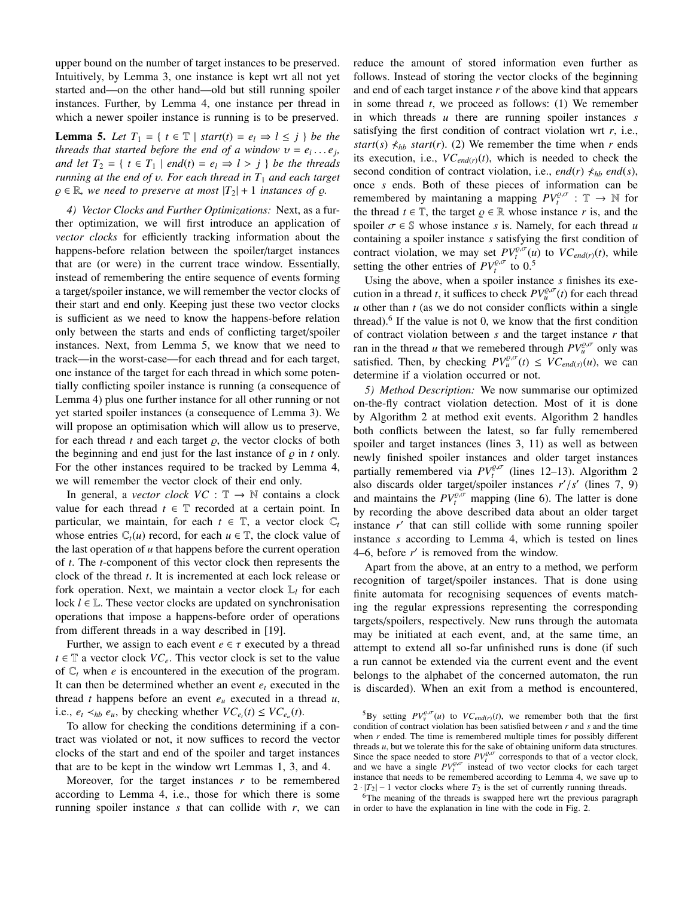upper bound on the number of target instances to be preserved. Intuitively, by Lemma 3, one instance is kept wrt all not yet started and—on the other hand—old but still running spoiler instances. Further, by Lemma 4, one instance per thread in which a newer spoiler instance is running is to be preserved.

**Lemma 5.** *Let $T_1 = \{ t \in \mathbb{T} \mid start(t) = e_l \Rightarrow l \leq j \}$ be the threads that started before the end of a window $\upsilon = e_i \dots e_j$, and let $T_2 = \{ t \in T_1 \mid end(t) = e_l \Rightarrow l > j \}$ be the threads running at the end of $\upsilon$. For each thread in $T_1$ and each target $\varrho \in \mathbb{R}$, we need to preserve at most $|T_2| + 1$ instances of $\varrho$.*

*4) Vector Clocks and Further Optimizations:* Next, as a further optimization, we will first introduce an application of *vector clocks* for efficiently tracking information about the happens-before relation between the spoiler/target instances that are (or were) in the current trace window. Essentially, instead of remembering the entire sequence of events forming a target/spoiler instance, we will remember the vector clocks of their start and end only. Keeping just these two vector clocks is sufficient as we need to know the happens-before relation only between the starts and ends of conflicting target/spoiler instances. Next, from Lemma 5, we know that we need to track—in the worst-case—for each thread and for each target, one instance of the target for each thread in which some potentially conflicting spoiler instance is running (a consequence of Lemma 4) plus one further instance for all other running or not yet started spoiler instances (a consequence of Lemma 3). We will propose an optimisation which will allow us to preserve, for each thread $t$ and each target $\varrho$, the vector clocks of both the beginning and end just for the last instance of $\varrho$ in $t$ only. For the other instances required to be tracked by Lemma 4, we will remember the vector clock of their end only.

In general, a *vector clock* $VC : \mathbb{T} \to \mathbb{N}$ contains a clock value for each thread $t \in \mathbb{T}$ recorded at a certain point. In particular, we maintain, for each $t \in \mathbb{T}$, a vector clock $\mathbb{C}_t$ whose entries $\mathbb{C}_t(u)$ record, for each $u \in \mathbb{T}$, the clock value of the last operation of $u$ that happens before the current operation of $t$. The $t$-component of this vector clock then represents the clock of the thread $t$. It is incremented at each lock release or fork operation. Next, we maintain a vector clock $\mathbb{L}_l$ for each lock $l \in \mathbb{L}$. These vector clocks are updated on synchronisation operations that impose a happens-before order of operations from different threads in a way described in [19].

Further, we assign to each event $e \in \tau$ executed by a thread $t \in \mathbb{T}$ a vector clock $VC_e$. This vector clock is set to the value of $\mathbb{C}_t$ when $e$ is encountered in the execution of the program. It can then be determined whether an event $e_t$ executed in the thread $t$ happens before an event $e_u$ executed in a thread $u$, i.e., $e_t \prec_{hb} e_u$, by checking whether $VC_{e_t}(t) \leq VC_{e_u}(t)$.

To allow for checking the conditions determining if a contract was violated or not, it now suffices to record the vector clocks of the start and end of the spoiler and target instances that are to be kept in the window wrt Lemmas 1, 3, and 4.

Moreover, for the target instances $r$ to be remembered according to Lemma 4, i.e., those for which there is some running spoiler instance $s$ that can collide with $r$, we can reduce the amount of stored information even further as follows. Instead of storing the vector clocks of the beginning and end of each target instance $r$ of the above kind that appears in some thread $t$, we proceed as follows: (1) We remember in which threads $u$ there are running spoiler instances $s$ satisfying the first condition of contract violation wrt $r$, i.e., $start(s) \not\prec_{hb} start(r)$. (2) We remember the time when $r$ ends its execution, i.e., $VC_{end(r)}(t)$, which is needed to check the second condition of contract violation, i.e., $end(r) \not\prec_{hb} end(s)$, once $s$ ends. Both of these pieces of information can be remembered by maintaining a mapping $PV_t^{\varrho,\sigma} : \mathbb{T} \to \mathbb{N}$ for the thread $t \in \mathbb{T}$, the target $\varrho \in \mathbb{R}$ whose instance $r$ is, and the spoiler $\sigma \in \mathbb{S}$ whose instance $s$ is. Namely, for each thread $u$ containing a spoiler instance $s$ satisfying the first condition of contract violation, we may set $PV_t^{\varrho,\sigma}(u)$ to $VC_{end(r)}(t)$, while setting the other entries of $PV_t^{\varrho,\sigma}$ to 0.[5]

Using the above, when a spoiler instance $s$ finishes its execution in a thread $t$, it suffices to check $PV_u^{\varrho,\sigma}(t)$ for each thread $u$ other than $t$ (as we do not consider conflicts within a single thread).[6] If the value is not 0, we know that the first condition of contract violation between $s$ and the target instance $r$ that ran in the thread $u$ that we remebered through $PV_u^{\varrho,\sigma}$ only was satisfied. Then, by checking $PV_u^{\varrho,\sigma}(t) \leq VC_{end(s)}(u)$, we can determine if a violation occurred or not.

*5) Method Description:* We now summarise our optimized on-the-fly contract violation detection. Most of it is done by Algorithm 2 at method exit events. Algorithm 2 handles both conflicts between the latest, so far fully remembered spoiler and target instances (lines 3, 11) as well as between newly finished spoiler instances and older target instances partially remembered via $PV_t^{\varrho,\sigma}$ (lines 12–13). Algorithm 2 also discards older target/spoiler instances $r'/s'$ (lines 7, 9) and maintains the $PV_t^{\varrho,\sigma}$ mapping (line 6). The latter is done by recording the above described data about an older target instance $r'$ that can still collide with some running spoiler instance $s$ according to Lemma 4, which is tested on lines 4–6, before $r'$ is removed from the window.

Apart from the above, at an entry to a method, we perform recognition of target/spoiler instances. That is done using finite automata for recognising sequences of events matching the regular expressions representing the corresponding targets/spoilers, respectively. New runs through the automata may be initiated at each event, and, at the same time, an attempt to extend all so-far unfinished runs is done (if such a run cannot be extended via the current event and the event belongs to the alphabet of the concerned automaton, the run is discarded). When an exit from a method is encountered,

[5] By setting $PV_v^{\varrho,\sigma}(u)$ to $VC_{end(r)}(t)$, we remember both that the first condition of contract violation has been satisfied between $r$ and $s$ and the time when $r$ ended. The time is remembered multiple times for possibly different threads $u$, but we tolerate this for the sake of obtaining uniform data structures. Since the space needed to store $PV_t^{\varrho,\sigma}$ corresponds to that of a vector clock, and we have a single $PV_t^{\varrho,\sigma}$ instead of two vector clocks for each target instance that needs to be remembered according to Lemma 4, we save up to $2 \cdot |T_2| - 1$ vector clocks where $T_2$ is the set of currently running threads.

[6] The meaning of the threads is swapped here wrt the previous paragraph in order to have the explanation in line with the code in Fig. 2.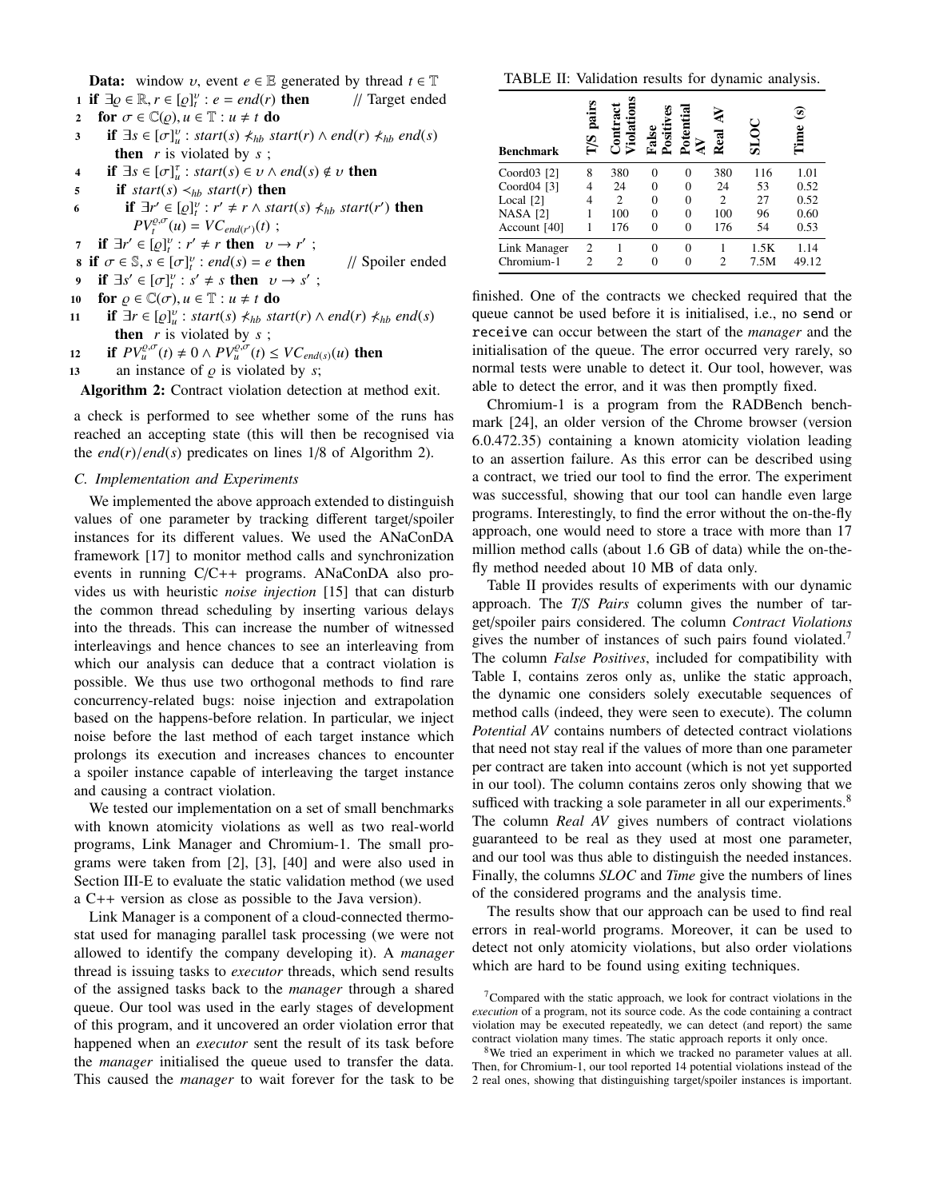**Data:** window $\upsilon$, event $e \in \mathbb{E}$ generated by thread $t \in \mathbb{T}$

```
1  if ∃ϱ ∈ ℝ, r ∈ [ϱ]_t^υ : e = end(r) then            // Target ended
2    for σ ∈ ℂ(ϱ), u ∈ 𝕋 : u ≠ t do
3      if ∃s ∈ [σ]_u^υ : start(s) ≮_hb start(r) ∧ end(r) ≮_hb end(s)
         then  r is violated by s ;
4      if ∃s ∈ [σ]_u^τ : start(s) ∈ υ ∧ end(s) ∉ υ then
5        if start(s) <_hb start(r) then
6          if ∃r' ∈ [ϱ]_t^υ : r' ≠ r ∧ start(s) ≮_hb start(r') then
             PV_t^{ϱ,σ}(u) = VC_{end(r')}(t) ;
7    if ∃r' ∈ [ϱ]_t^υ : r' ≠ r then  υ → r' ;
8  if σ ∈ 𝕊, s ∈ [σ]_t^υ : end(s) = e then              // Spoiler ended
9    if ∃s' ∈ [σ]_t^υ : s' ≠ s then  υ → s' ;
10   for ϱ ∈ ℂ(σ), u ∈ 𝕋 : u ≠ t do
11     if ∃r ∈ [ϱ]_u^υ : start(s) ≮_hb start(r) ∧ end(r) ≮_hb end(s)
         then  r is violated by s ;
12     if PV_u^{ϱ,σ}(t) ≠ 0 ∧ PV_u^{ϱ,σ}(t) ≤ VC_{end(s)}(u) then
13       an instance of ϱ is violated by s;
```

**Algorithm 2:** Contract violation detection at method exit.

a check is performed to see whether some of the runs has reached an accepting state (this will then be recognised via the $end(r)/end(s)$ predicates on lines 1/8 of Algorithm 2).

### C. Implementation and Experiments

We implemented the above approach extended to distinguish values of one parameter by tracking different target/spoiler instances for its different values. We used the ANaConDA framework [17] to monitor method calls and synchronization events in running C/C++ programs. ANaConDA also provides us with heuristic *noise injection* [15] that can disturb the common thread scheduling by inserting various delays into the threads. This can increase the number of witnessed interleavings and hence chances to see an interleaving from which our analysis can deduce that a contract violation is possible. We thus use two orthogonal methods to find rare concurrency-related bugs: noise injection and extrapolation based on the happens-before relation. In particular, we inject noise before the last method of each target instance which prolongs its execution and increases chances to encounter a spoiler instance capable of interleaving the target instance and causing a contract violation.

We tested our implementation on a set of small benchmarks with known atomicity violations as well as two real-world programs, Link Manager and Chromium-1. The small programs were taken from [2], [3], [40] and were also used in Section III-E to evaluate the static validation method (we used a C++ version as close as possible to the Java version).

Link Manager is a component of a cloud-connected thermostat used for managing parallel task processing (we were not allowed to identify the company developing it). A *manager* thread is issuing tasks to *executor* threads, which send results of the assigned tasks back to the *manager* through a shared queue. Our tool was used in the early stages of development of this program, and it uncovered an order violation error that happened when an *executor* sent the result of its task before the *manager* initialised the queue used to transfer the data. This caused the *manager* to wait forever for the task to be finished. One of the contracts we checked required that the queue cannot be used before it is initialised, i.e., no send or receive can occur between the start of the *manager* and the initialisation of the queue. The error occurred very rarely, so normal tests were unable to detect it. Our tool, however, was able to detect the error, and it was then promptly fixed.

Chromium-1 is a program from the RADBench benchmark [24], an older version of the Chrome browser (version 6.0.472.35) containing a known atomicity violation leading to an assertion failure. As this error can be described using a contract, we tried our tool to find the error. The experiment was successful, showing that our tool can handle even large programs. Interestingly, to find the error without the on-the-fly approach, one would need to store a trace with more than 17 million method calls (about 1.6 GB of data) while the on-the-fly method needed about 10 MB of data only.

TABLE II: Validation results for dynamic analysis.

| Benchmark | T/S pairs | Contract Violations | False Positives | Potential AV | Real AV | SLOC | Time (s) |
|---|---|---|---|---|---|---|---|
| Coord03 [2] | 8 | 380 | 0 | 0 | 380 | 116 | 1.01 |
| Coord04 [3] | 4 | 24 | 0 | 0 | 24 | 53 | 0.52 |
| Local [2] | 4 | 2 | 0 | 0 | 2 | 27 | 0.52 |
| NASA [2] | 1 | 100 | 0 | 0 | 100 | 96 | 0.60 |
| Account [40] | 1 | 176 | 0 | 0 | 176 | 54 | 0.53 |
| Link Manager | 2 | 1 | 0 | 0 | 1 | 1.5K | 1.14 |
| Chromium-1 | 2 | 2 | 0 | 0 | 2 | 7.5M | 49.12 |

Table II provides results of experiments with our dynamic approach. The *T/S Pairs* column gives the number of target/spoiler pairs considered. The column *Contract Violations* gives the number of instances of such pairs found violated.[7] The column *False Positives*, included for compatibility with Table I, contains zeros only as, unlike the static approach, the dynamic one considers solely executable sequences of method calls (indeed, they were seen to execute). The column *Potential AV* contains numbers of detected contract violations that need not stay real if the values of more than one parameter per contract are taken into account (which is not yet supported in our tool). The column contains zeros only showing that we sufficed with tracking a sole parameter in all our experiments.[8] The column *Real AV* gives numbers of contract violations guaranteed to be real as they used at most one parameter, and our tool was thus able to distinguish the needed instances. Finally, the columns *SLOC* and *Time* give the numbers of lines of the considered programs and the analysis time.

The results show that our approach can be used to find real errors in real-world programs. Moreover, it can be used to detect not only atomicity violations, but also order violations which are hard to be found using exiting techniques.

[7] Compared with the static approach, we look for contract violations in the *execution* of a program, not its source code. As the code containing a contract violation may be executed repeatedly, we can detect (and report) the same contract violation many times. The static approach reports it only once.

[8] We tried an experiment in which we tracked no parameter values at all. Then, for Chromium-1, our tool reported 14 potential violations instead of the 2 real ones, showing that distinguishing target/spoiler instances is important.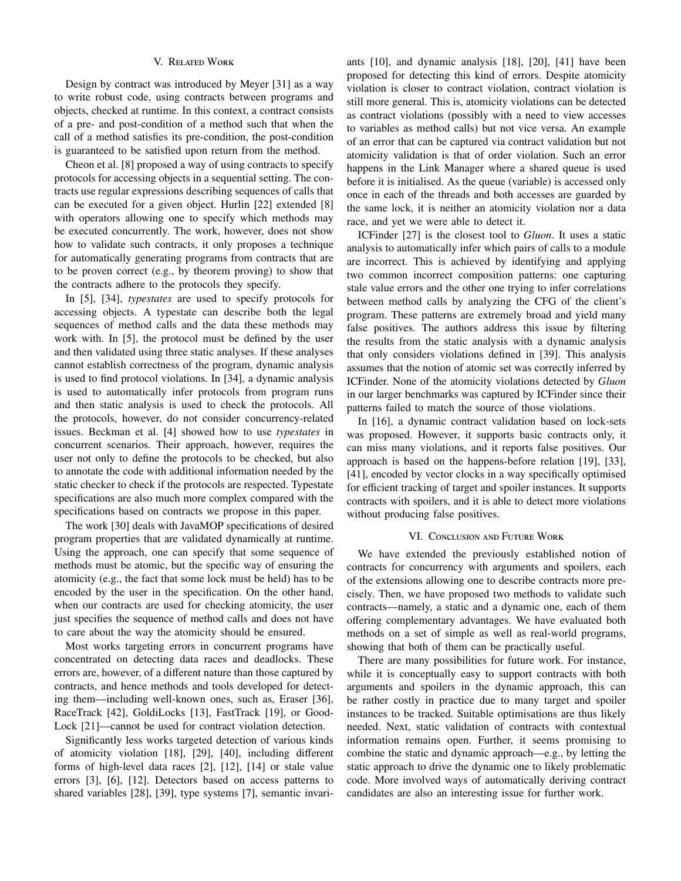## V. Related Work

Design by contract was introduced by Meyer [31] as a way to write robust code, using contracts between programs and objects, checked at runtime. In this context, a contract consists of a pre- and post-condition of a method such that when the call of a method satisfies its pre-condition, the post-condition is guaranteed to be satisfied upon return from the method.

Cheon et al. [8] proposed a way of using contracts to specify protocols for accessing objects in a sequential setting. The contracts use regular expressions describing sequences of calls that can be executed for a given object. Hurlin [22] extended [8] with operators allowing one to specify which methods may be executed concurrently. The work, however, does not show how to validate such contracts, it only proposes a technique for automatically generating programs from contracts that are to be proven correct (e.g., by theorem proving) to show that the contracts adhere to the protocols they specify.

In [5], [34], *typestates* are used to specify protocols for accessing objects. A typestate can describe both the legal sequences of method calls and the data these methods may work with. In [5], the protocol must be defined by the user and then validated using three static analyses. If these analyses cannot establish correctness of the program, dynamic analysis is used to find protocol violations. In [34], a dynamic analysis is used to automatically infer protocols from program runs and then static analysis is used to check the protocols. All the protocols, however, do not consider concurrency-related issues. Beckman et al. [4] showed how to use *typestates* in concurrent scenarios. Their approach, however, requires the user not only to define the protocols to be checked, but also to annotate the code with additional information needed by the static checker to check if the protocols are respected. Typestate specifications are also much more complex compared with the specifications based on contracts we propose in this paper.

The work [30] deals with JavaMOP specifications of desired program properties that are validated dynamically at runtime. Using the approach, one can specify that some sequence of methods must be atomic, but the specific way of ensuring the atomicity (e.g., the fact that some lock must be held) has to be encoded by the user in the specification. On the other hand, when our contracts are used for checking atomicity, the user just specifies the sequence of method calls and does not have to care about the way the atomicity should be ensured.

Most works targeting errors in concurrent programs have concentrated on detecting data races and deadlocks. These errors are, however, of a different nature than those captured by contracts, and hence methods and tools developed for detecting them—including well-known ones, such as, Eraser [36], RaceTrack [42], GoldiLocks [13], FastTrack [19], or GoodLock [21]—cannot be used for contract violation detection.

Significantly less works targeted detection of various kinds of atomicity violation [18], [29], [40], including different forms of high-level data races [2], [12], [14] or stale value errors [3], [6], [12]. Detectors based on access patterns to shared variables [28], [39], type systems [7], semantic invariants [10], and dynamic analysis [18], [20], [41] have been proposed for detecting this kind of errors. Despite atomicity violation is closer to contract violation, contract violation is still more general. This is, atomicity violations can be detected as contract violations (possibly with a need to view accesses to variables as method calls) but not vice versa. An example of an error that can be captured via contract validation but not atomicity validation is that of order violation. Such an error happens in the Link Manager where a shared queue is used before it is initialised. As the queue (variable) is accessed only once in each of the threads and both accesses are guarded by the same lock, it is neither an atomicity violation nor a data race, and yet we were able to detect it.

ICFinder [27] is the closest tool to *Gluon*. It uses a static analysis to automatically infer which pairs of calls to a module are incorrect. This is achieved by identifying and applying two common incorrect composition patterns: one capturing stale value errors and the other one trying to infer correlations between method calls by analyzing the CFG of the client's program. These patterns are extremely broad and yield many false positives. The authors address this issue by filtering the results from the static analysis with a dynamic analysis that only considers violations defined in [39]. This analysis assumes that the notion of atomic set was correctly inferred by ICFinder. None of the atomicity violations detected by *Gluon* in our larger benchmarks was captured by ICFinder since their patterns failed to match the source of those violations.

In [16], a dynamic contract validation based on lock-sets was proposed. However, it supports basic contracts only, it can miss many violations, and it reports false positives. Our approach is based on the happens-before relation [19], [33], [41], encoded by vector clocks in a way specifically optimised for efficient tracking of target and spoiler instances. It supports contracts with spoilers, and it is able to detect more violations without producing false positives.

## VI. Conclusion and Future Work

We have extended the previously established notion of contracts for concurrency with arguments and spoilers, each of the extensions allowing one to describe contracts more precisely. Then, we have proposed two methods to validate such contracts—namely, a static and a dynamic one, each of them offering complementary advantages. We have evaluated both methods on a set of simple as well as real-world programs, showing that both of them can be practically useful.

There are many possibilities for future work. For instance, while it is conceptually easy to support contracts with both arguments and spoilers in the dynamic approach, this can be rather costly in practice due to many target and spoiler instances to be tracked. Suitable optimisations are thus likely needed. Next, static validation of contracts with contextual information remains open. Further, it seems promising to combine the static and dynamic approach—e.g., by letting the static approach to drive the dynamic one to likely problematic code. More involved ways of automatically deriving contract candidates are also an interesting issue for further work.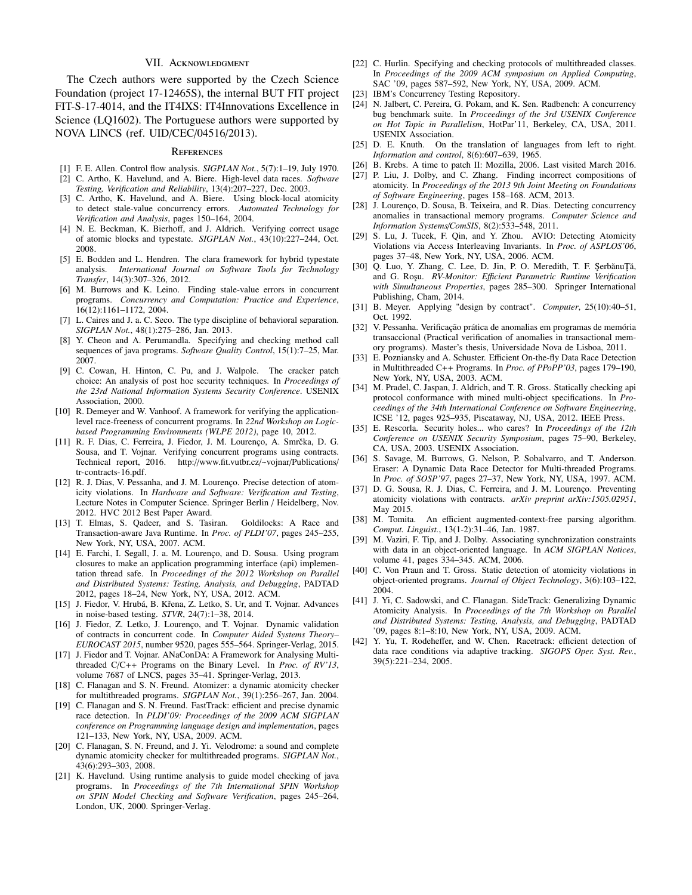## VII. Acknowledgment

The Czech authors were supported by the Czech Science Foundation (project 17-12465S), the internal BUT FIT project FIT-S-17-4014, and the IT4IXS: IT4Innovations Excellence in Science (LQ1602). The Portuguese authors were supported by NOVA LINCS (ref. UID/CEC/04516/2013).

## References

[1] F. E. Allen. Control flow analysis. *SIGPLAN Not.*, 5(7):1–19, July 1970.

[2] C. Artho, K. Havelund, and A. Biere. High-level data races. *Software Testing, Verification and Reliability*, 13(4):207–227, Dec. 2003.

[3] C. Artho, K. Havelund, and A. Biere. Using block-local atomicity to detect stale-value concurrency errors. *Automated Technology for Verification and Analysis*, pages 150–164, 2004.

[4] N. E. Beckman, K. Bierhoff, and J. Aldrich. Verifying correct usage of atomic blocks and typestate. *SIGPLAN Not.*, 43(10):227–244, Oct. 2008.

[5] E. Bodden and L. Hendren. The clara framework for hybrid typestate analysis. *International Journal on Software Tools for Technology Transfer*, 14(3):307–326, 2012.

[6] M. Burrows and K. Leino. Finding stale-value errors in concurrent programs. *Concurrency and Computation: Practice and Experience*, 16(12):1161–1172, 2004.

[7] L. Caires and J. a. C. Seco. The type discipline of behavioral separation. *SIGPLAN Not.*, 48(1):275–286, Jan. 2013.

[8] Y. Cheon and A. Perumandla. Specifying and checking method call sequences of java programs. *Software Quality Control*, 15(1):7–25, Mar. 2007.

[9] C. Cowan, H. Hinton, C. Pu, and J. Walpole. The cracker patch choice: An analysis of post hoc security techniques. In *Proceedings of the 23rd National Information Systems Security Conference*. USENIX Association, 2000.

[10] R. Demeyer and W. Vanhoof. A framework for verifying the application-level race-freeness of concurrent programs. In *22nd Workshop on Logic-based Programming Environments (WLPE 2012)*, page 10, 2012.

[11] R. F. Dias, C. Ferreira, J. Fiedor, J. M. Lourenço, A. Smrčka, D. G. Sousa, and T. Vojnar. Verifying concurrent programs using contracts. Technical report, 2016. http://www.fit.vutbr.cz/~vojnar/Publications/tr-contracts-16.pdf.

[12] R. J. Dias, V. Pessanha, and J. M. Lourenço. Precise detection of atomicity violations. In *Hardware and Software: Verification and Testing*, Lecture Notes in Computer Science. Springer Berlin / Heidelberg, Nov. 2012. HVC 2012 Best Paper Award.

[13] T. Elmas, S. Qadeer, and S. Tasiran. Goldilocks: A Race and Transaction-aware Java Runtime. In *Proc. of PLDI'07*, pages 245–255, New York, NY, USA, 2007. ACM.

[14] E. Farchi, I. Segall, J. a. M. Lourenço, and D. Sousa. Using program closures to make an application programming interface (api) implementation thread safe. In *Proceedings of the 2012 Workshop on Parallel and Distributed Systems: Testing, Analysis, and Debugging*, PADTAD 2012, pages 18–24, New York, NY, USA, 2012. ACM.

[15] J. Fiedor, V. Hrubá, B. Křena, Z. Letko, S. Ur, and T. Vojnar. Advances in noise-based testing. *STVR*, 24(7):1–38, 2014.

[16] J. Fiedor, Z. Letko, J. Lourenço, and T. Vojnar. Dynamic validation of contracts in concurrent code. In *Computer Aided Systems Theory–EUROCAST 2015*, number 9520, pages 555–564. Springer-Verlag, 2015.

[17] J. Fiedor and T. Vojnar. ANaConDA: A Framework for Analysing Multithreaded C/C++ Programs on the Binary Level. In *Proc. of RV'13*, volume 7687 of LNCS, pages 35–41. Springer-Verlag, 2013.

[18] C. Flanagan and S. N. Freund. Atomizer: a dynamic atomicity checker for multithreaded programs. *SIGPLAN Not.*, 39(1):256–267, Jan. 2004.

[19] C. Flanagan and S. N. Freund. FastTrack: efficient and precise dynamic race detection. In *PLDI'09: Proceedings of the 2009 ACM SIGPLAN conference on Programming language design and implementation*, pages 121–133, New York, NY, USA, 2009. ACM.

[20] C. Flanagan, S. N. Freund, and J. Yi. Velodrome: a sound and complete dynamic atomicity checker for multithreaded programs. *SIGPLAN Not.*, 43(6):293–303, 2008.

[21] K. Havelund. Using runtime analysis to guide model checking of java programs. In *Proceedings of the 7th International SPIN Workshop on SPIN Model Checking and Software Verification*, pages 245–264, London, UK, 2000. Springer-Verlag.

[22] C. Hurlin. Specifying and checking protocols of multithreaded classes. In *Proceedings of the 2009 ACM symposium on Applied Computing*, SAC '09, pages 587–592, New York, NY, USA, 2009. ACM.

[23] IBM's Concurrency Testing Repository.

[24] N. Jalbert, C. Pereira, G. Pokam, and K. Sen. Radbench: A concurrency bug benchmark suite. In *Proceedings of the 3rd USENIX Conference on Hot Topic in Parallelism*, HotPar'11, Berkeley, CA, USA, 2011. USENIX Association.

[25] D. E. Knuth. On the translation of languages from left to right. *Information and control*, 8(6):607–639, 1965.

[26] B. Krebs. A time to patch II: Mozilla, 2006. Last visited March 2016.

[27] P. Liu, J. Dolby, and C. Zhang. Finding incorrect compositions of atomicity. In *Proceedings of the 2013 9th Joint Meeting on Foundations of Software Engineering*, pages 158–168. ACM, 2013.

[28] J. Lourenço, D. Sousa, B. Teixeira, and R. Dias. Detecting concurrency anomalies in transactional memory programs. *Computer Science and Information Systems/ComSIS*, 8(2):533–548, 2011.

[29] S. Lu, J. Tucek, F. Qin, and Y. Zhou. AVIO: Detecting Atomicity Violations via Access Interleaving Invariants. In *Proc. of ASPLOS'06*, pages 37–48, New York, NY, USA, 2006. ACM.

[30] Q. Luo, Y. Zhang, C. Lee, D. Jin, P. O. Meredith, T. F. ŞerbănuŢă, and G. Roşu. *RV-Monitor: Efficient Parametric Runtime Verification with Simultaneous Properties*, pages 285–300. Springer International Publishing, Cham, 2014.

[31] B. Meyer. Applying "design by contract". *Computer*, 25(10):40–51, Oct. 1992.

[32] V. Pessanha. Verificação prática de anomalias em programas de memória transaccional (Practical verification of anomalies in transactional memory programs). Master's thesis, Universidade Nova de Lisboa, 2011.

[33] E. Pozniansky and A. Schuster. Efficient On-the-fly Data Race Detection in Multithreaded C++ Programs. In *Proc. of PPoPP'03*, pages 179–190, New York, NY, USA, 2003. ACM.

[34] M. Pradel, C. Jaspan, J. Aldrich, and T. R. Gross. Statically checking api protocol conformance with mined multi-object specifications. In *Proceedings of the 34th International Conference on Software Engineering*, ICSE '12, pages 925–935, Piscataway, NJ, USA, 2012. IEEE Press.

[35] E. Rescorla. Security holes... who cares? In *Proceedings of the 12th Conference on USENIX Security Symposium*, pages 75–90, Berkeley, CA, USA, 2003. USENIX Association.

[36] S. Savage, M. Burrows, G. Nelson, P. Sobalvarro, and T. Anderson. Eraser: A Dynamic Data Race Detector for Multi-threaded Programs. In *Proc. of SOSP'97*, pages 27–37, New York, NY, USA, 1997. ACM.

[37] D. G. Sousa, R. J. Dias, C. Ferreira, and J. M. Lourenço. Preventing atomicity violations with contracts. *arXiv preprint arXiv:1505.02951*, May 2015.

[38] M. Tomita. An efficient augmented-context-free parsing algorithm. *Comput. Linguist.*, 13(1-2):31–46, Jan. 1987.

[39] M. Vaziri, F. Tip, and J. Dolby. Associating synchronization constraints with data in an object-oriented language. In *ACM SIGPLAN Notices*, volume 41, pages 334–345. ACM, 2006.

[40] C. Von Praun and T. Gross. Static detection of atomicity violations in object-oriented programs. *Journal of Object Technology*, 3(6):103–122, 2004.

[41] J. Yi, C. Sadowski, and C. Flanagan. SideTrack: Generalizing Dynamic Atomicity Analysis. In *Proceedings of the 7th Workshop on Parallel and Distributed Systems: Testing, Analysis, and Debugging*, PADTAD '09, pages 8:1–8:10, New York, NY, USA, 2009. ACM.

[42] Y. Yu, T. Rodeheffer, and W. Chen. Racetrack: efficient detection of data race conditions via adaptive tracking. *SIGOPS Oper. Syst. Rev.*, 39(5):221–234, 2005.